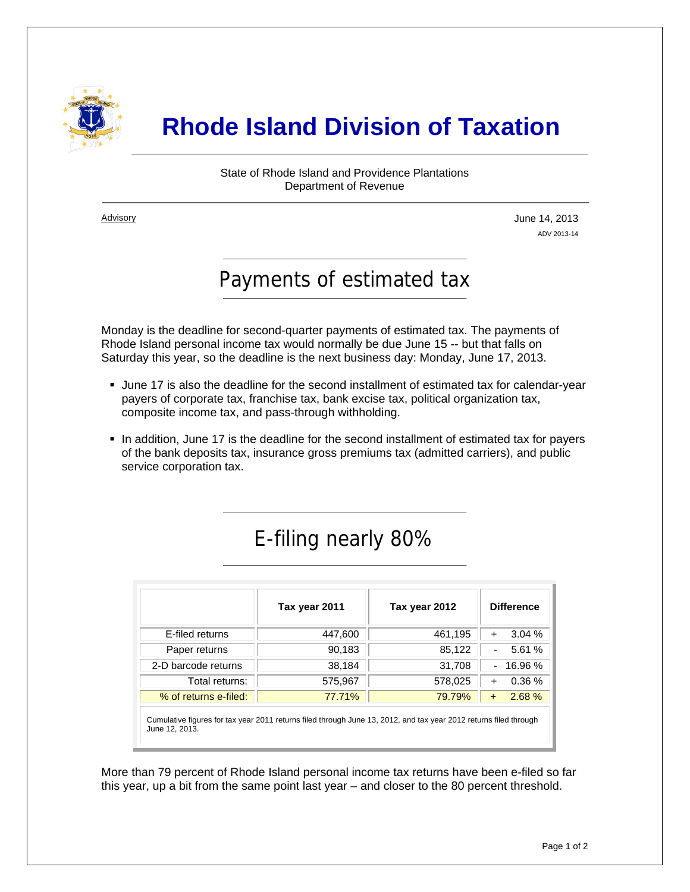# Rhode Island Division of Taxation

State of Rhode Island and Providence Plantations
Department of Revenue

Advisory

June 14, 2013

ADV 2013-14

## Payments of estimated tax

Monday is the deadline for second-quarter payments of estimated tax. The payments of Rhode Island personal income tax would normally be due June 15 -- but that falls on Saturday this year, so the deadline is the next business day: Monday, June 17, 2013.

- June 17 is also the deadline for the second installment of estimated tax for calendar-year payers of corporate tax, franchise tax, bank excise tax, political organization tax, composite income tax, and pass-through withholding.
- In addition, June 17 is the deadline for the second installment of estimated tax for payers of the bank deposits tax, insurance gross premiums tax (admitted carriers), and public service corporation tax.

## E-filing nearly 80%

| | Tax year 2011 | Tax year 2012 | Difference |
|---|---|---|---|
| E-filed returns | 447,600 | 461,195 | + 3.04 % |
| Paper returns | 90,183 | 85,122 | - 5.61 % |
| 2-D barcode returns | 38,184 | 31,708 | - 16.96 % |
| Total returns: | 575,967 | 578,025 | + 0.36 % |
| % of returns e-filed: | 77.71% | 79.79% | + 2.68 % |

Cumulative figures for tax year 2011 returns filed through June 13, 2012, and tax year 2012 returns filed through June 12, 2013.

More than 79 percent of Rhode Island personal income tax returns have been e-filed so far this year, up a bit from the same point last year – and closer to the 80 percent threshold.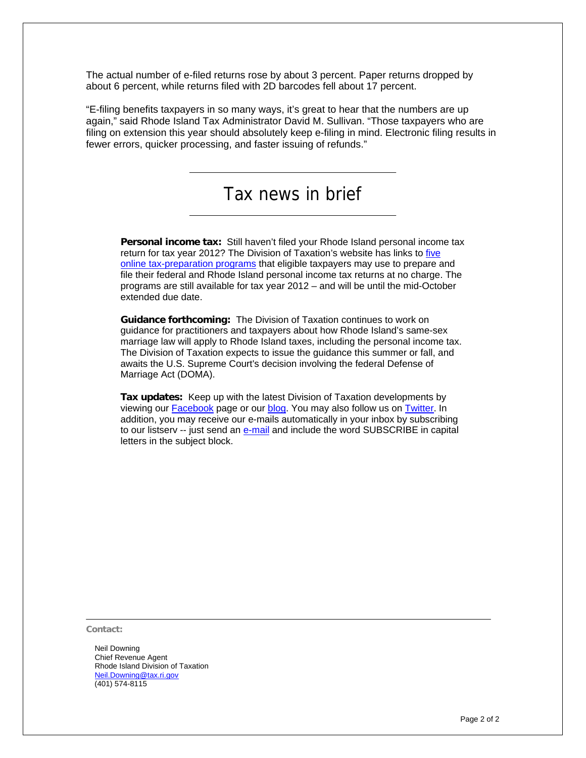The actual number of e-filed returns rose by about 3 percent. Paper returns dropped by about 6 percent, while returns filed with 2D barcodes fell about 17 percent.

"E-filing benefits taxpayers in so many ways, it's great to hear that the numbers are up again," said Rhode Island Tax Administrator David M. Sullivan. "Those taxpayers who are filing on extension this year should absolutely keep e-filing in mind. Electronic filing results in fewer errors, quicker processing, and faster issuing of refunds."

## Tax news in brief

**Personal income tax:** Still haven't filed your Rhode Island personal income tax return for tax year 2012? The Division of Taxation's website has links to five online tax-preparation programs that eligible taxpayers may use to prepare and file their federal and Rhode Island personal income tax returns at no charge. The programs are still available for tax year 2012 – and will be until the mid-October extended due date.

**Guidance forthcoming:** The Division of Taxation continues to work on guidance for practitioners and taxpayers about how Rhode Island's same-sex marriage law will apply to Rhode Island taxes, including the personal income tax. The Division of Taxation expects to issue the guidance this summer or fall, and awaits the U.S. Supreme Court's decision involving the federal Defense of Marriage Act (DOMA).

**Tax updates:** Keep up with the latest Division of Taxation developments by viewing our Facebook page or our blog. You may also follow us on Twitter. In addition, you may receive our e-mails automatically in your inbox by subscribing to our listserv -- just send an e-mail and include the word SUBSCRIBE in capital letters in the subject block.

---

**Contact:**

Neil Downing
Chief Revenue Agent
Rhode Island Division of Taxation
Neil.Downing@tax.ri.gov
(401) 574-8115